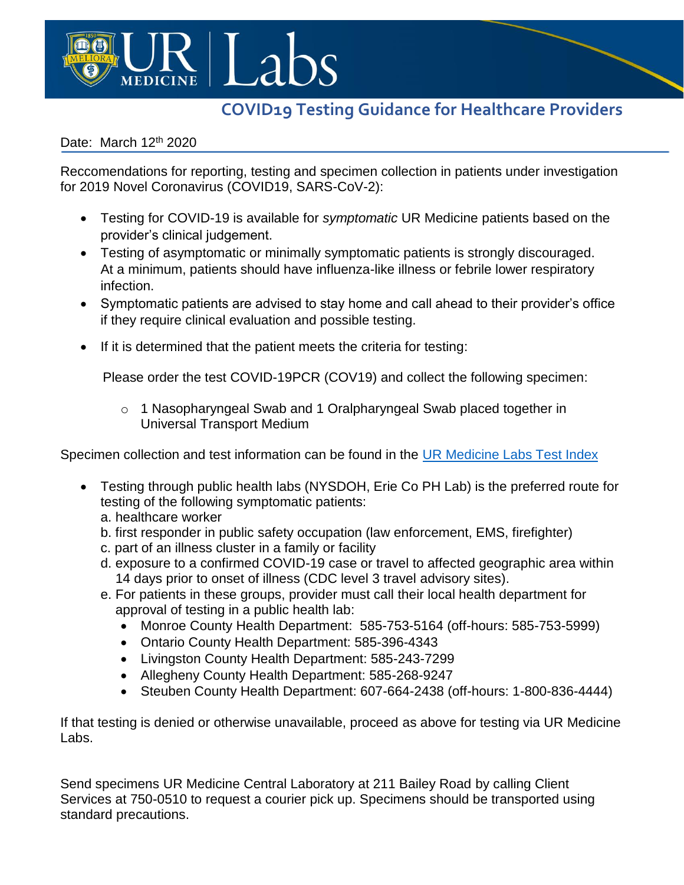# COVID19 Testing Guidance for Healthcare Providers

Date: March 12th 2020

Reccomendations for reporting, testing and specimen collection in patients under investigation for 2019 Novel Coronavirus (COVID19, SARS-CoV-2):

- Testing for COVID-19 is available for *symptomatic* UR Medicine patients based on the provider's clinical judgement.
- Testing of asymptomatic or minimally symptomatic patients is strongly discouraged. At a minimum, patients should have influenza-like illness or febrile lower respiratory infection.
- Symptomatic patients are advised to stay home and call ahead to their provider's office if they require clinical evaluation and possible testing.
- If it is determined that the patient meets the criteria for testing:

  Please order the test COVID-19PCR (COV19) and collect the following specimen:

  - 1 Nasopharyngeal Swab and 1 Oralpharyngeal Swab placed together in Universal Transport Medium

Specimen collection and test information can be found in the UR Medicine Labs Test Index

- Testing through public health labs (NYSDOH, Erie Co PH Lab) is the preferred route for testing of the following symptomatic patients:
  a. healthcare worker
  b. first responder in public safety occupation (law enforcement, EMS, firefighter)
  c. part of an illness cluster in a family or facility
  d. exposure to a confirmed COVID-19 case or travel to affected geographic area within 14 days prior to onset of illness (CDC level 3 travel advisory sites).
  e. For patients in these groups, provider must call their local health department for approval of testing in a public health lab:
    - Monroe County Health Department: 585-753-5164 (off-hours: 585-753-5999)
    - Ontario County Health Department: 585-396-4343
    - Livingston County Health Department: 585-243-7299
    - Allegheny County Health Department: 585-268-9247
    - Steuben County Health Department: 607-664-2438 (off-hours: 1-800-836-4444)

If that testing is denied or otherwise unavailable, proceed as above for testing via UR Medicine Labs.

Send specimens UR Medicine Central Laboratory at 211 Bailey Road by calling Client Services at 750-0510 to request a courier pick up. Specimens should be transported using standard precautions.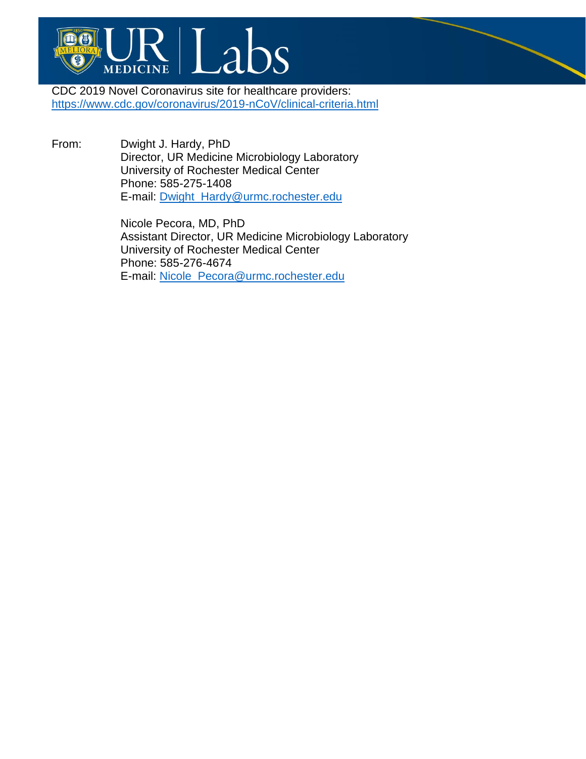CDC 2019 Novel Coronavirus site for healthcare providers:
https://www.cdc.gov/coronavirus/2019-nCoV/clinical-criteria.html

From: Dwight J. Hardy, PhD
Director, UR Medicine Microbiology Laboratory
University of Rochester Medical Center
Phone: 585-275-1408
E-mail: Dwight_Hardy@urmc.rochester.edu

Nicole Pecora, MD, PhD
Assistant Director, UR Medicine Microbiology Laboratory
University of Rochester Medical Center
Phone: 585-276-4674
E-mail: Nicole_Pecora@urmc.rochester.edu